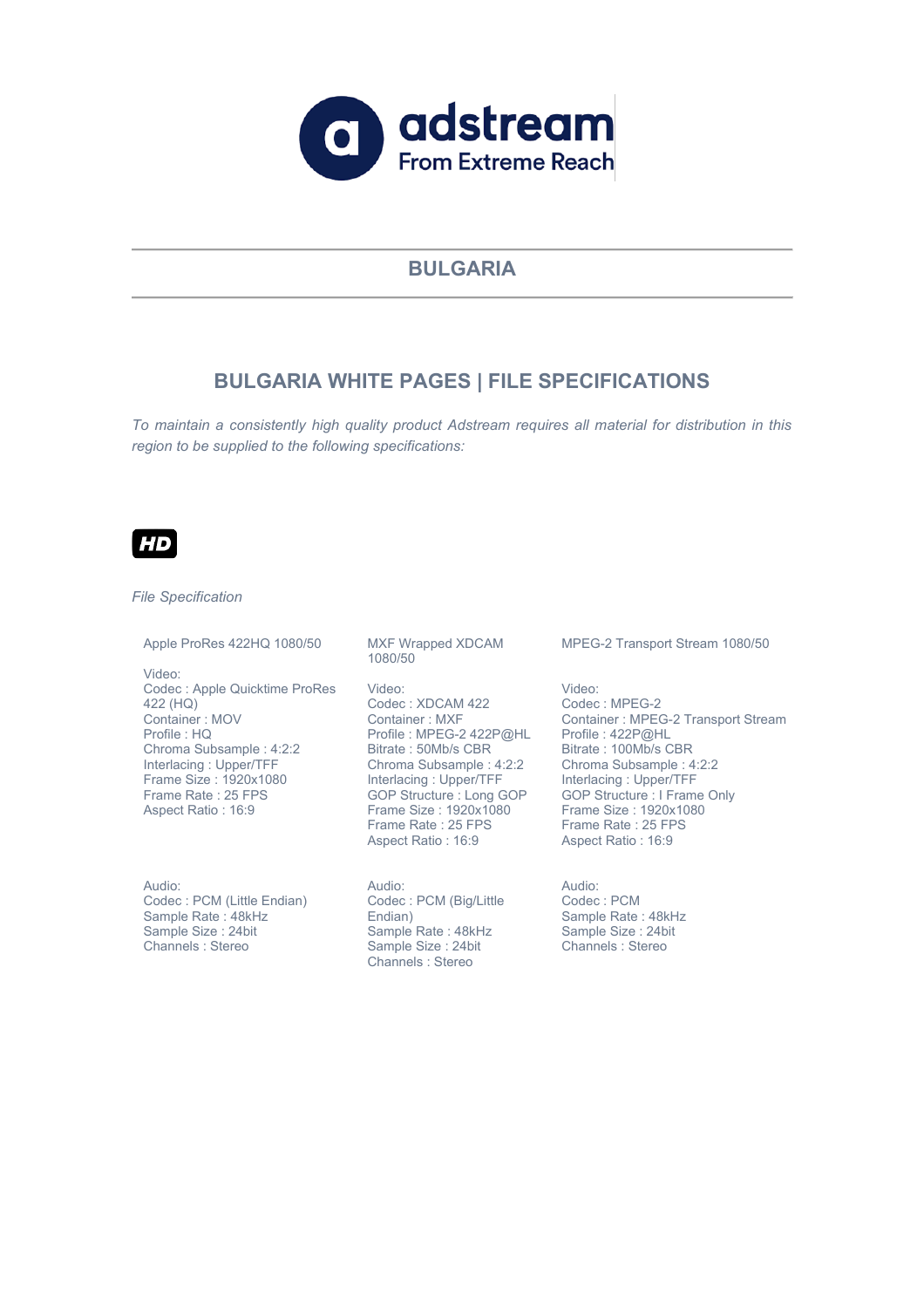adstream
From Extreme Reach

# BULGARIA

## BULGARIA WHITE PAGES | FILE SPECIFICATIONS

*To maintain a consistently high quality product Adstream requires all material for distribution in this region to be supplied to the following specifications:*

**HD**

*File Specification*

### Apple ProRes 422HQ 1080/50

Video:
Codec : Apple Quicktime ProRes 422 (HQ)
Container : MOV
Profile : HQ
Chroma Subsample : 4:2:2
Interlacing : Upper/TFF
Frame Size : 1920x1080
Frame Rate : 25 FPS
Aspect Ratio : 16:9

Audio:
Codec : PCM (Little Endian)
Sample Rate : 48kHz
Sample Size : 24bit
Channels : Stereo

### MXF Wrapped XDCAM 1080/50

Video:
Codec : XDCAM 422
Container : MXF
Profile : MPEG-2 422P@HL
Bitrate : 50Mb/s CBR
Chroma Subsample : 4:2:2
Interlacing : Upper/TFF
GOP Structure : Long GOP
Frame Size : 1920x1080
Frame Rate : 25 FPS
Aspect Ratio : 16:9

Audio:
Codec : PCM (Big/Little Endian)
Sample Rate : 48kHz
Sample Size : 24bit
Channels : Stereo

### MPEG-2 Transport Stream 1080/50

Video:
Codec : MPEG-2
Container : MPEG-2 Transport Stream
Profile : 422P@HL
Bitrate : 100Mb/s CBR
Chroma Subsample : 4:2:2
Interlacing : Upper/TFF
GOP Structure : I Frame Only
Frame Size : 1920x1080
Frame Rate : 25 FPS
Aspect Ratio : 16:9

Audio:
Codec : PCM
Sample Rate : 48kHz
Sample Size : 24bit
Channels : Stereo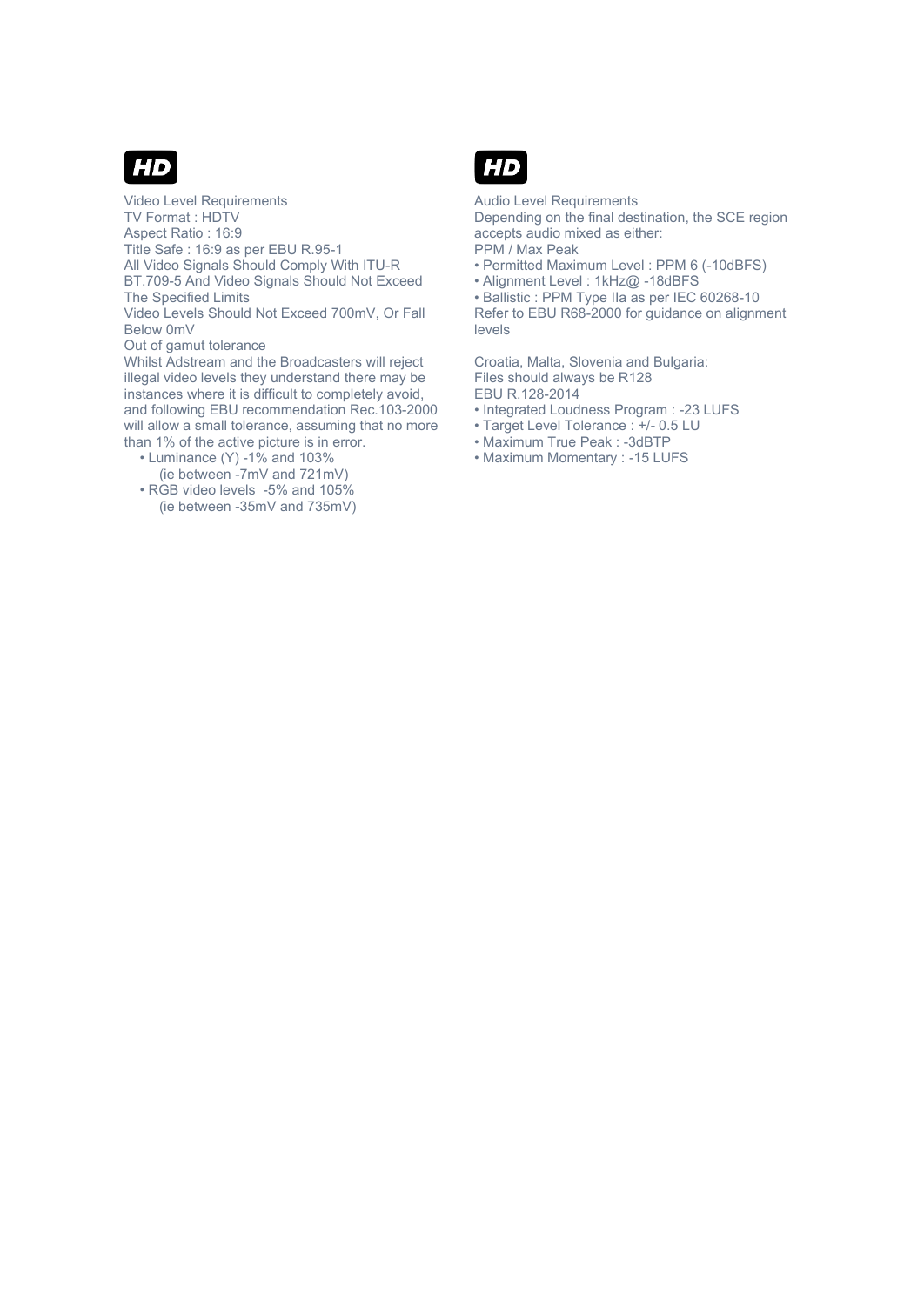**HD**

Video Level Requirements
TV Format : HDTV
Aspect Ratio : 16:9
Title Safe : 16:9 as per EBU R.95-1
All Video Signals Should Comply With ITU-R BT.709-5 And Video Signals Should Not Exceed The Specified Limits
Video Levels Should Not Exceed 700mV, Or Fall Below 0mV
Out of gamut tolerance
Whilst Adstream and the Broadcasters will reject illegal video levels they understand there may be instances where it is difficult to completely avoid, and following EBU recommendation Rec.103-2000 will allow a small tolerance, assuming that no more than 1% of the active picture is in error.

- Luminance (Y) -1% and 103%
  (ie between -7mV and 721mV)
- RGB video levels -5% and 105%
  (ie between -35mV and 735mV)

**HD**

Audio Level Requirements
Depending on the final destination, the SCE region accepts audio mixed as either:
PPM / Max Peak

- Permitted Maximum Level : PPM 6 (-10dBFS)
- Alignment Level : 1kHz@ -18dBFS
- Ballistic : PPM Type IIa as per IEC 60268-10

Refer to EBU R68-2000 for guidance on alignment levels

Croatia, Malta, Slovenia and Bulgaria:
Files should always be R128
EBU R.128-2014

- Integrated Loudness Program : -23 LUFS
- Target Level Tolerance : +/- 0.5 LU
- Maximum True Peak : -3dBTP
- Maximum Momentary : -15 LUFS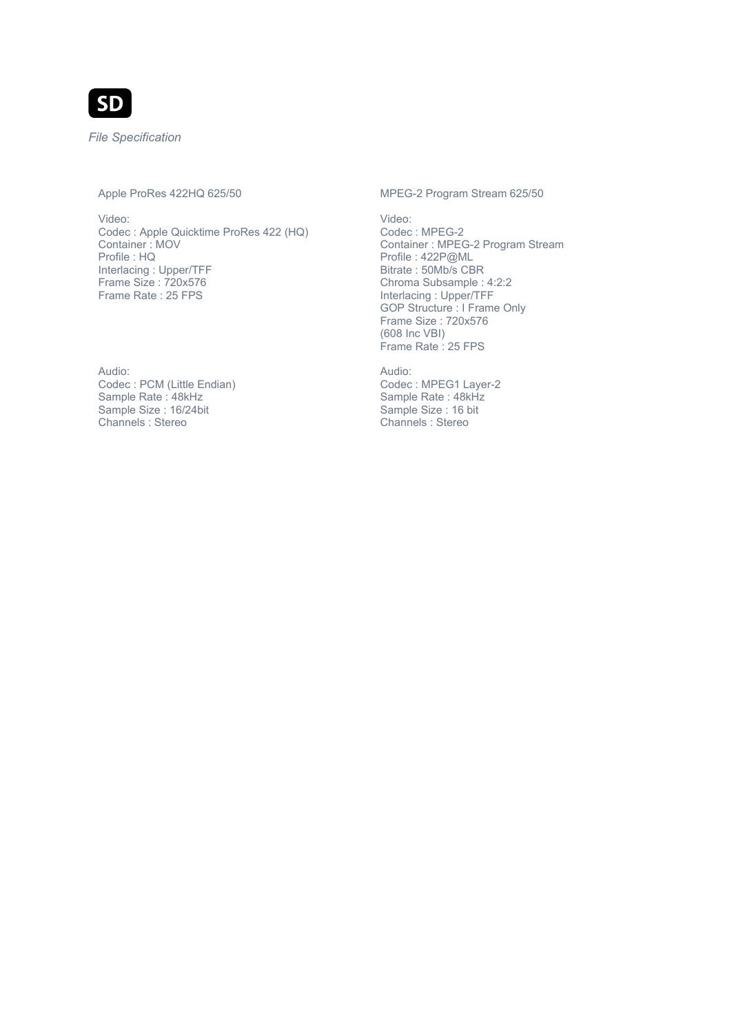# SD

*File Specification*

## Apple ProRes 422HQ 625/50

Video:
Codec : Apple Quicktime ProRes 422 (HQ)
Container : MOV
Profile : HQ
Interlacing : Upper/TFF
Frame Size : 720x576
Frame Rate : 25 FPS

Audio:
Codec : PCM (Little Endian)
Sample Rate : 48kHz
Sample Size : 16/24bit
Channels : Stereo

## MPEG-2 Program Stream 625/50

Video:
Codec : MPEG-2
Container : MPEG-2 Program Stream
Profile : 422P@ML
Bitrate : 50Mb/s CBR
Chroma Subsample : 4:2:2
Interlacing : Upper/TFF
GOP Structure : I Frame Only
Frame Size : 720x576
(608 Inc VBI)
Frame Rate : 25 FPS

Audio:
Codec : MPEG1 Layer-2
Sample Rate : 48kHz
Sample Size : 16 bit
Channels : Stereo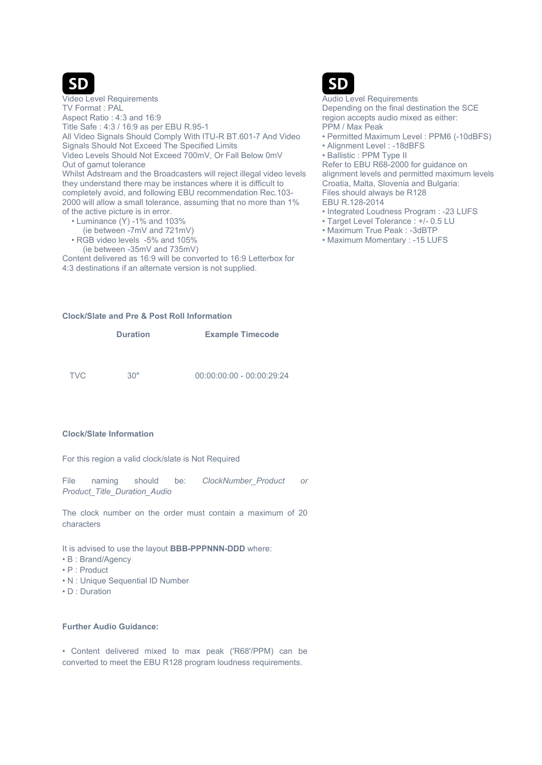## SD

Video Level Requirements
TV Format : PAL
Aspect Ratio : 4:3 and 16:9
Title Safe : 4:3 / 16:9 as per EBU R.95-1
All Video Signals Should Comply With ITU-R BT.601-7 And Video Signals Should Not Exceed The Specified Limits
Video Levels Should Not Exceed 700mV, Or Fall Below 0mV
Out of gamut tolerance
Whilst Adstream and the Broadcasters will reject illegal video levels they understand there may be instances where it is difficult to completely avoid, and following EBU recommendation Rec.103-2000 will allow a small tolerance, assuming that no more than 1% of the active picture is in error.

- Luminance (Y) -1% and 103%
  (ie between -7mV and 721mV)
- RGB video levels -5% and 105%
  (ie between -35mV and 735mV)

Content delivered as 16:9 will be converted to 16:9 Letterbox for 4:3 destinations if an alternate version is not supplied.

## SD

Audio Level Requirements
Depending on the final destination the SCE region accepts audio mixed as either:
PPM / Max Peak

- Permitted Maximum Level : PPM6 (-10dBFS)
- Alignment Level : -18dBFS
- Ballistic : PPM Type II

Refer to EBU R68-2000 for guidance on alignment levels and permitted maximum levels
Croatia, Malta, Slovenia and Bulgaria:
Files should always be R128
EBU R.128-2014

- Integrated Loudness Program : -23 LUFS
- Target Level Tolerance : +/- 0.5 LU
- Maximum True Peak : -3dBTP
- Maximum Momentary : -15 LUFS

**Clock/Slate and Pre & Post Roll Information**

| | Duration | Example Timecode |
|---|---|---|
| TVC | 30" | 00:00:00:00 - 00:00:29:24 |

**Clock/Slate Information**

For this region a valid clock/slate is Not Required

File naming should be: *ClockNumber_Product or Product_Title_Duration_Audio*

The clock number on the order must contain a maximum of 20 characters

It is advised to use the layout **BBB-PPPNNN-DDD** where:

- B : Brand/Agency
- P : Product
- N : Unique Sequential ID Number
- D : Duration

**Further Audio Guidance:**

- Content delivered mixed to max peak ('R68'/PPM) can be converted to meet the EBU R128 program loudness requirements.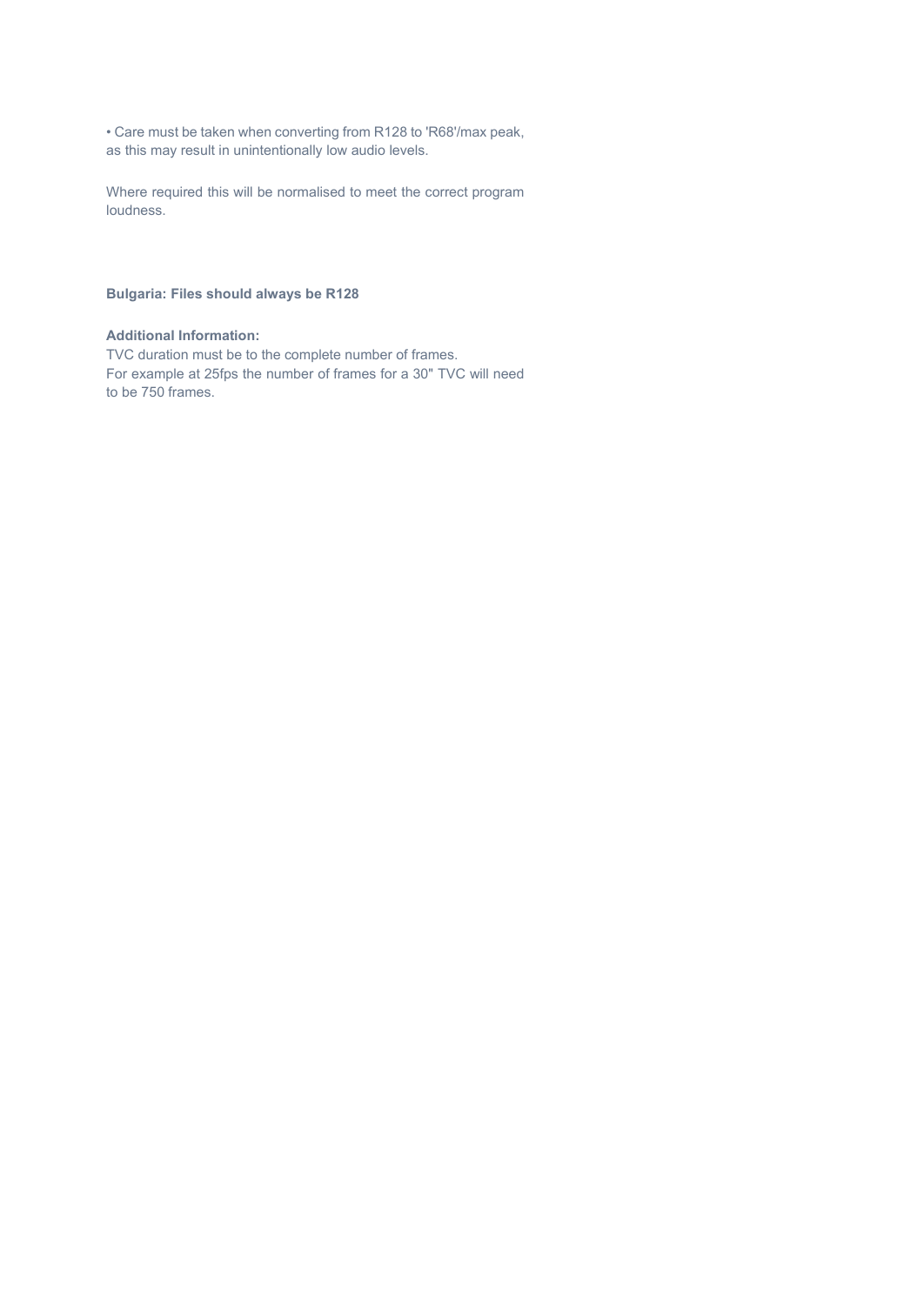- Care must be taken when converting from R128 to 'R68'/max peak, as this may result in unintentionally low audio levels.

Where required this will be normalised to meet the correct program loudness.

**Bulgaria: Files should always be R128**

**Additional Information:**

TVC duration must be to the complete number of frames.
For example at 25fps the number of frames for a 30" TVC will need to be 750 frames.